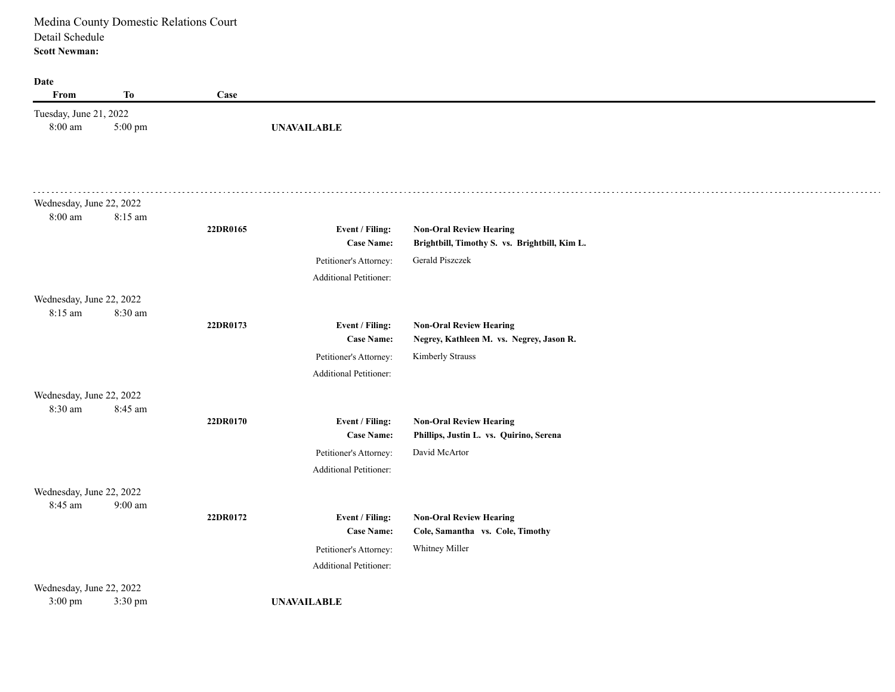Medina County Domestic Relations Court

Detail Schedule

**Scott Newman:**

| Date From | To | Case | | |
|---|---|---|---|---|
| Tuesday, June 21, 2022 | | | | |
| 8:00 am | 5:00 pm | | **UNAVAILABLE** | |

---

**Wednesday, June 22, 2022**

8:00 am – 8:15 am

**22DR0165**

- **Event / Filing:** **Non-Oral Review Hearing**
- **Case Name:** **Brightbill, Timothy S. vs. Brightbill, Kim L.**
- Petitioner's Attorney: Gerald Piszczek
- Additional Petitioner:

**Wednesday, June 22, 2022**

8:15 am – 8:30 am

**22DR0173**

- **Event / Filing:** **Non-Oral Review Hearing**
- **Case Name:** **Negrey, Kathleen M. vs. Negrey, Jason R.**
- Petitioner's Attorney: Kimberly Strauss
- Additional Petitioner:

**Wednesday, June 22, 2022**

8:30 am – 8:45 am

**22DR0170**

- **Event / Filing:** **Non-Oral Review Hearing**
- **Case Name:** **Phillips, Justin L. vs. Quirino, Serena**
- Petitioner's Attorney: David McArtor
- Additional Petitioner:

**Wednesday, June 22, 2022**

8:45 am – 9:00 am

**22DR0172**

- **Event / Filing:** **Non-Oral Review Hearing**
- **Case Name:** **Cole, Samantha vs. Cole, Timothy**
- Petitioner's Attorney: Whitney Miller
- Additional Petitioner:

**Wednesday, June 22, 2022**

3:00 pm – 3:30 pm

**UNAVAILABLE**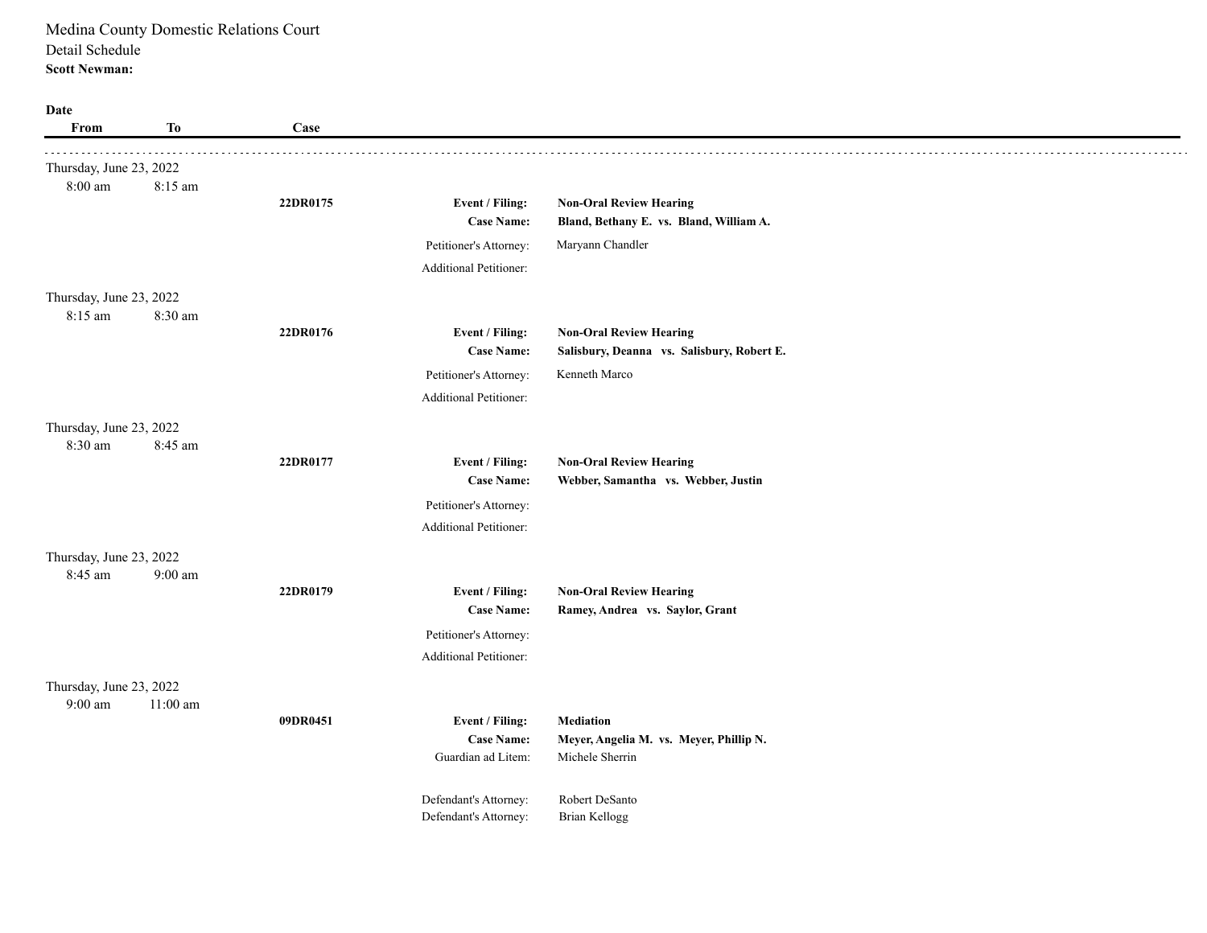Medina County Domestic Relations Court
Detail Schedule
**Scott Newman:**

| Date From | To | Case | | |
|---|---|---|---|---|
| Thursday, June 23, 2022 | | | | |
| 8:00 am | 8:15 am | **22DR0175** | **Event / Filing:** | **Non-Oral Review Hearing** |
| | | | **Case Name:** | **Bland, Bethany E. vs. Bland, William A.** |
| | | | Petitioner's Attorney: | Maryann Chandler |
| | | | Additional Petitioner: | |
| Thursday, June 23, 2022 | | | | |
| 8:15 am | 8:30 am | **22DR0176** | **Event / Filing:** | **Non-Oral Review Hearing** |
| | | | **Case Name:** | **Salisbury, Deanna vs. Salisbury, Robert E.** |
| | | | Petitioner's Attorney: | Kenneth Marco |
| | | | Additional Petitioner: | |
| Thursday, June 23, 2022 | | | | |
| 8:30 am | 8:45 am | **22DR0177** | **Event / Filing:** | **Non-Oral Review Hearing** |
| | | | **Case Name:** | **Webber, Samantha vs. Webber, Justin** |
| | | | Petitioner's Attorney: | |
| | | | Additional Petitioner: | |
| Thursday, June 23, 2022 | | | | |
| 8:45 am | 9:00 am | **22DR0179** | **Event / Filing:** | **Non-Oral Review Hearing** |
| | | | **Case Name:** | **Ramey, Andrea vs. Saylor, Grant** |
| | | | Petitioner's Attorney: | |
| | | | Additional Petitioner: | |
| Thursday, June 23, 2022 | | | | |
| 9:00 am | 11:00 am | **09DR0451** | **Event / Filing:** | **Mediation** |
| | | | **Case Name:** | **Meyer, Angelia M. vs. Meyer, Phillip N.** |
| | | | Guardian ad Litem: | Michele Sherrin |
| | | | Defendant's Attorney: | Robert DeSanto |
| | | | Defendant's Attorney: | Brian Kellogg |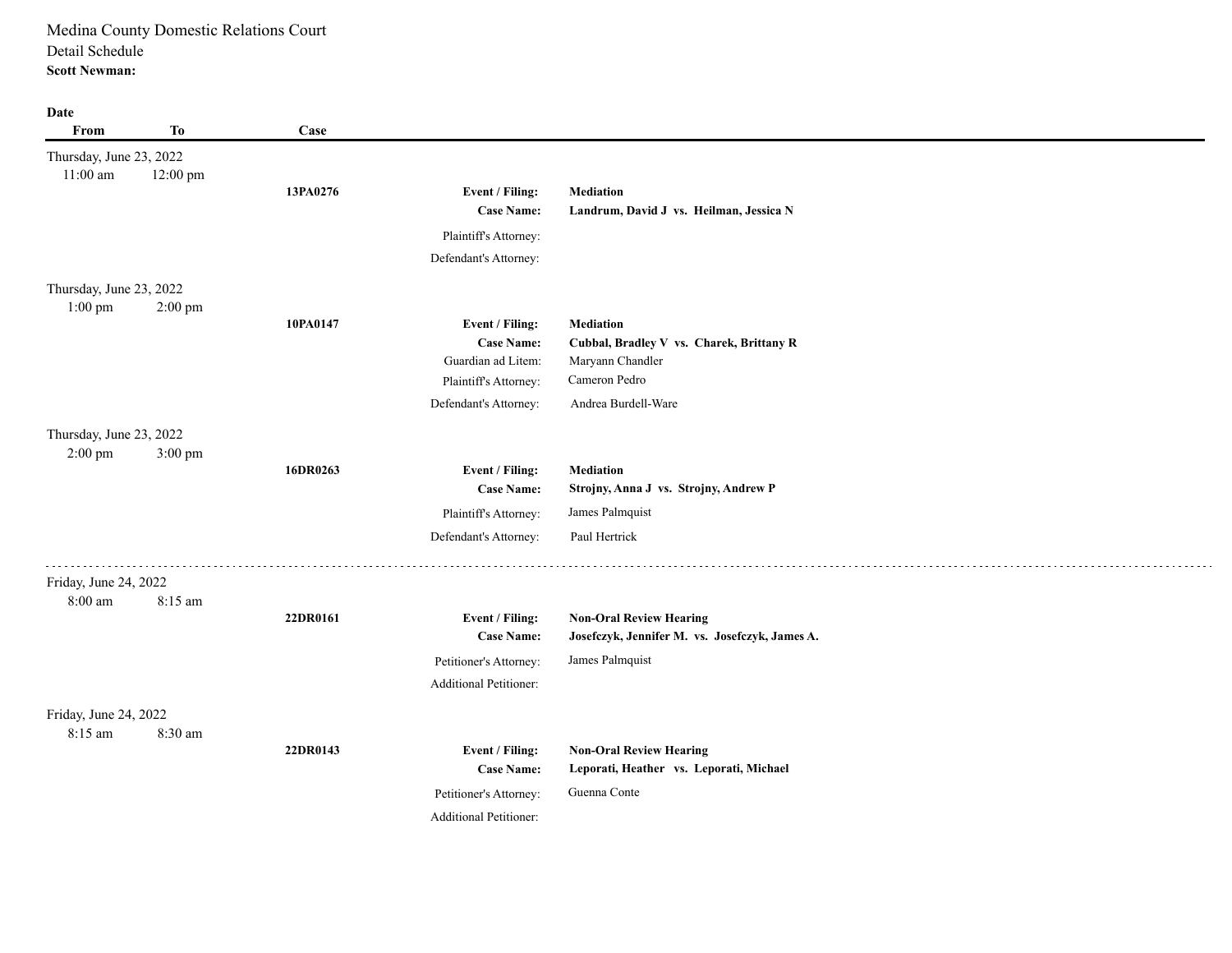Medina County Domestic Relations Court

Detail Schedule

**Scott Newman:**

| Date From | To | Case | | |
|---|---|---|---|---|
| Thursday, June 23, 2022 | | | | |
| 11:00 am | 12:00 pm | **13PA0276** | **Event / Filing:** | **Mediation** |
| | | | **Case Name:** | **Landrum, David J vs. Heilman, Jessica N** |
| | | | Plaintiff's Attorney: | |
| | | | Defendant's Attorney: | |
| Thursday, June 23, 2022 | | | | |
| 1:00 pm | 2:00 pm | **10PA0147** | **Event / Filing:** | **Mediation** |
| | | | **Case Name:** | **Cubbal, Bradley V vs. Charek, Brittany R** |
| | | | Guardian ad Litem: | Maryann Chandler |
| | | | Plaintiff's Attorney: | Cameron Pedro |
| | | | Defendant's Attorney: | Andrea Burdell-Ware |
| Thursday, June 23, 2022 | | | | |
| 2:00 pm | 3:00 pm | **16DR0263** | **Event / Filing:** | **Mediation** |
| | | | **Case Name:** | **Strojny, Anna J vs. Strojny, Andrew P** |
| | | | Plaintiff's Attorney: | James Palmquist |
| | | | Defendant's Attorney: | Paul Hertrick |

---

| Date From | To | Case | | |
|---|---|---|---|---|
| Friday, June 24, 2022 | | | | |
| 8:00 am | 8:15 am | **22DR0161** | **Event / Filing:** | **Non-Oral Review Hearing** |
| | | | **Case Name:** | **Josefczyk, Jennifer M. vs. Josefczyk, James A.** |
| | | | Petitioner's Attorney: | James Palmquist |
| | | | Additional Petitioner: | |
| Friday, June 24, 2022 | | | | |
| 8:15 am | 8:30 am | **22DR0143** | **Event / Filing:** | **Non-Oral Review Hearing** |
| | | | **Case Name:** | **Leporati, Heather vs. Leporati, Michael** |
| | | | Petitioner's Attorney: | Guenna Conte |
| | | | Additional Petitioner: | |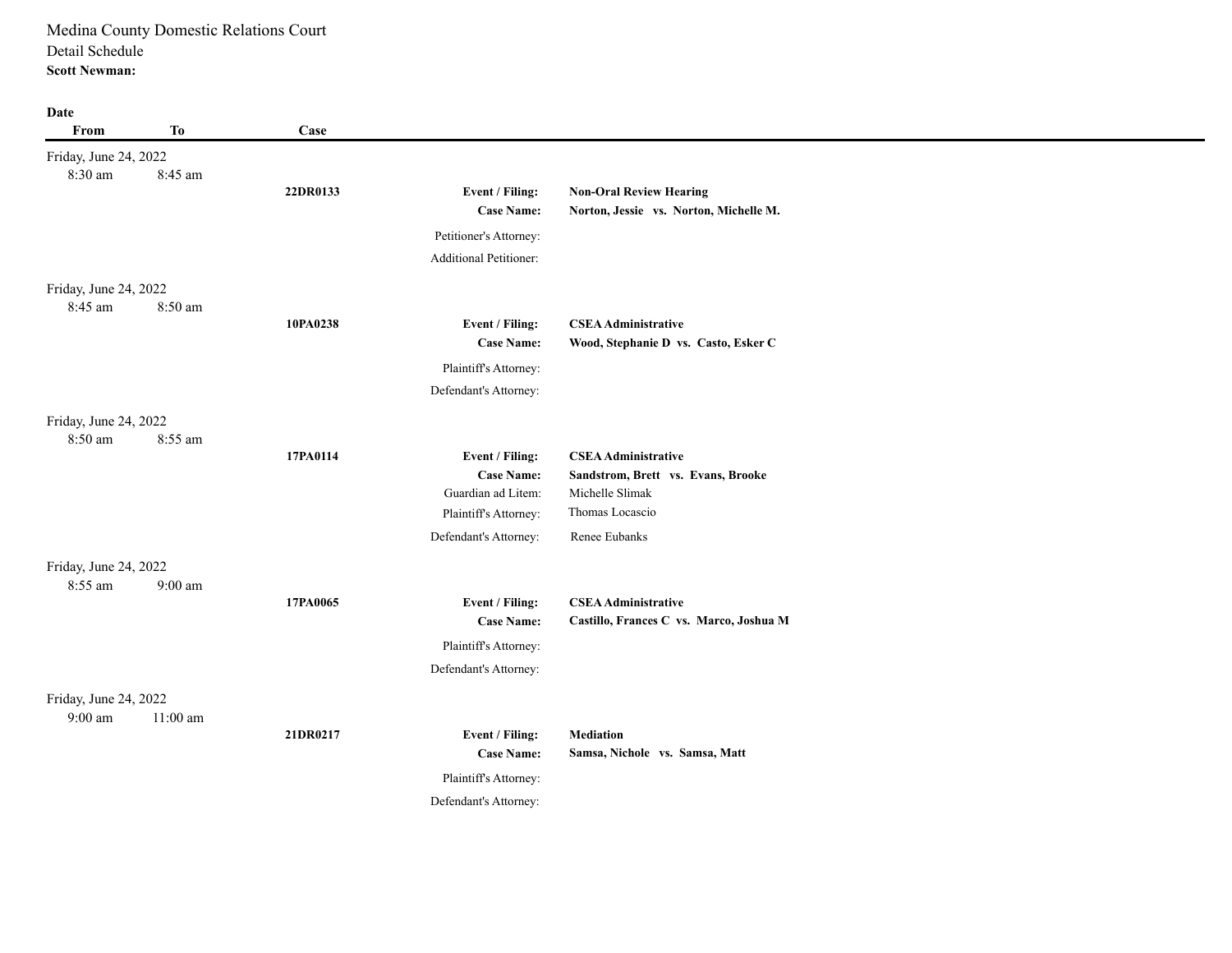Medina County Domestic Relations Court

Detail Schedule

**Scott Newman:**

| Date From | To | Case | | |
|---|---|---|---|---|
| Friday, June 24, 2022 | | | | |
| 8:30 am | 8:45 am | **22DR0133** | **Event / Filing:** | **Non-Oral Review Hearing** |
| | | | **Case Name:** | **Norton, Jessie vs. Norton, Michelle M.** |
| | | | Petitioner's Attorney: | |
| | | | Additional Petitioner: | |
| Friday, June 24, 2022 | | | | |
| 8:45 am | 8:50 am | **10PA0238** | **Event / Filing:** | **CSEA Administrative** |
| | | | **Case Name:** | **Wood, Stephanie D vs. Casto, Esker C** |
| | | | Plaintiff's Attorney: | |
| | | | Defendant's Attorney: | |
| Friday, June 24, 2022 | | | | |
| 8:50 am | 8:55 am | **17PA0114** | **Event / Filing:** | **CSEA Administrative** |
| | | | **Case Name:** | **Sandstrom, Brett vs. Evans, Brooke** |
| | | | Guardian ad Litem: | Michelle Slimak |
| | | | Plaintiff's Attorney: | Thomas Locascio |
| | | | Defendant's Attorney: | Renee Eubanks |
| Friday, June 24, 2022 | | | | |
| 8:55 am | 9:00 am | **17PA0065** | **Event / Filing:** | **CSEA Administrative** |
| | | | **Case Name:** | **Castillo, Frances C vs. Marco, Joshua M** |
| | | | Plaintiff's Attorney: | |
| | | | Defendant's Attorney: | |
| Friday, June 24, 2022 | | | | |
| 9:00 am | 11:00 am | **21DR0217** | **Event / Filing:** | **Mediation** |
| | | | **Case Name:** | **Samsa, Nichole vs. Samsa, Matt** |
| | | | Plaintiff's Attorney: | |
| | | | Defendant's Attorney: | |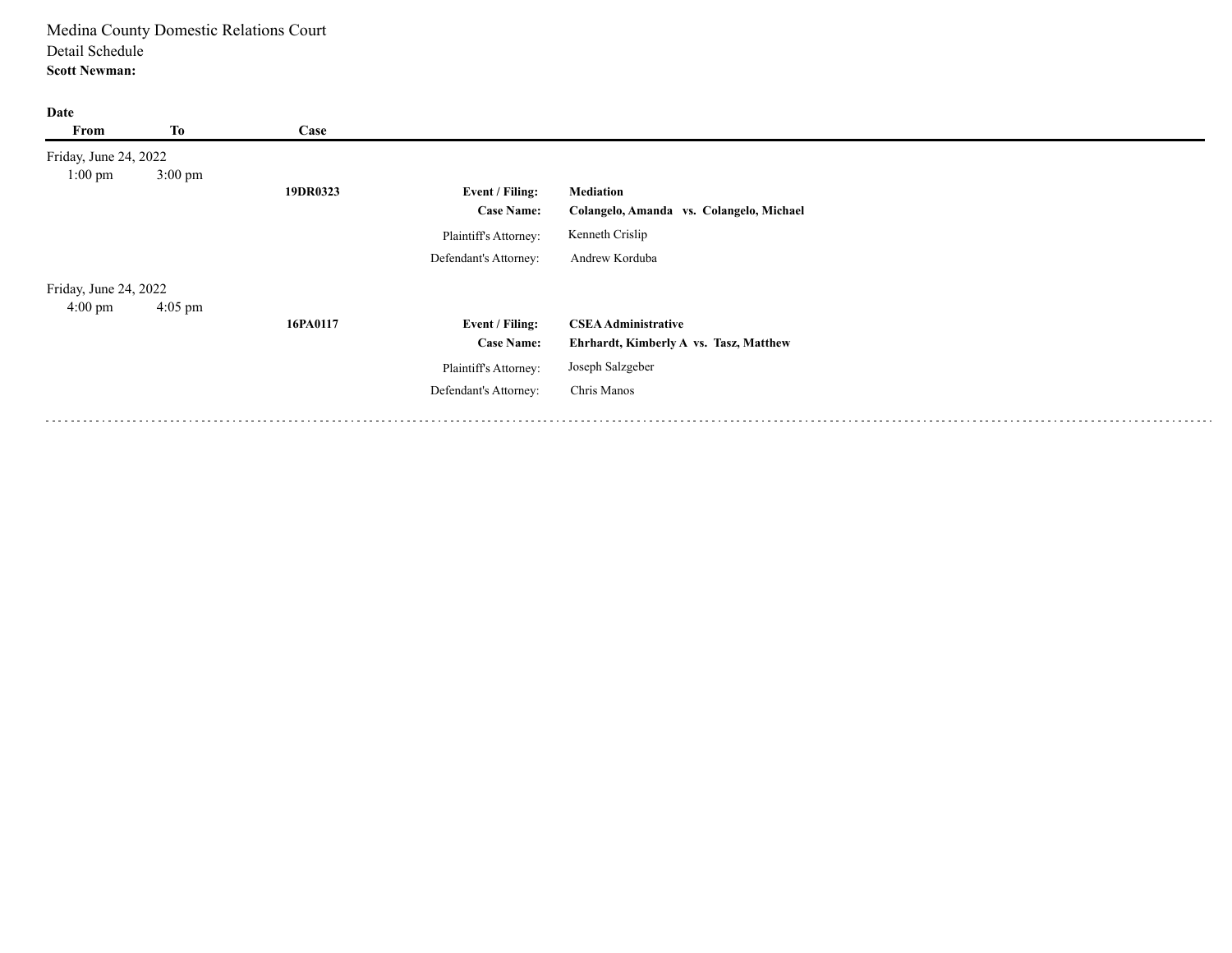Medina County Domestic Relations Court

Detail Schedule

**Scott Newman:**

| Date From | To | Case | | |
|---|---|---|---|---|
| Friday, June 24, 2022 | | | | |
| 1:00 pm | 3:00 pm | **19DR0323** | **Event / Filing:** | **Mediation** |
| | | | **Case Name:** | **Colangelo, Amanda vs. Colangelo, Michael** |
| | | | Plaintiff's Attorney: | Kenneth Crislip |
| | | | Defendant's Attorney: | Andrew Korduba |
| Friday, June 24, 2022 | | | | |
| 4:00 pm | 4:05 pm | **16PA0117** | **Event / Filing:** | **CSEA Administrative** |
| | | | **Case Name:** | **Ehrhardt, Kimberly A vs. Tasz, Matthew** |
| | | | Plaintiff's Attorney: | Joseph Salzgeber |
| | | | Defendant's Attorney: | Chris Manos |